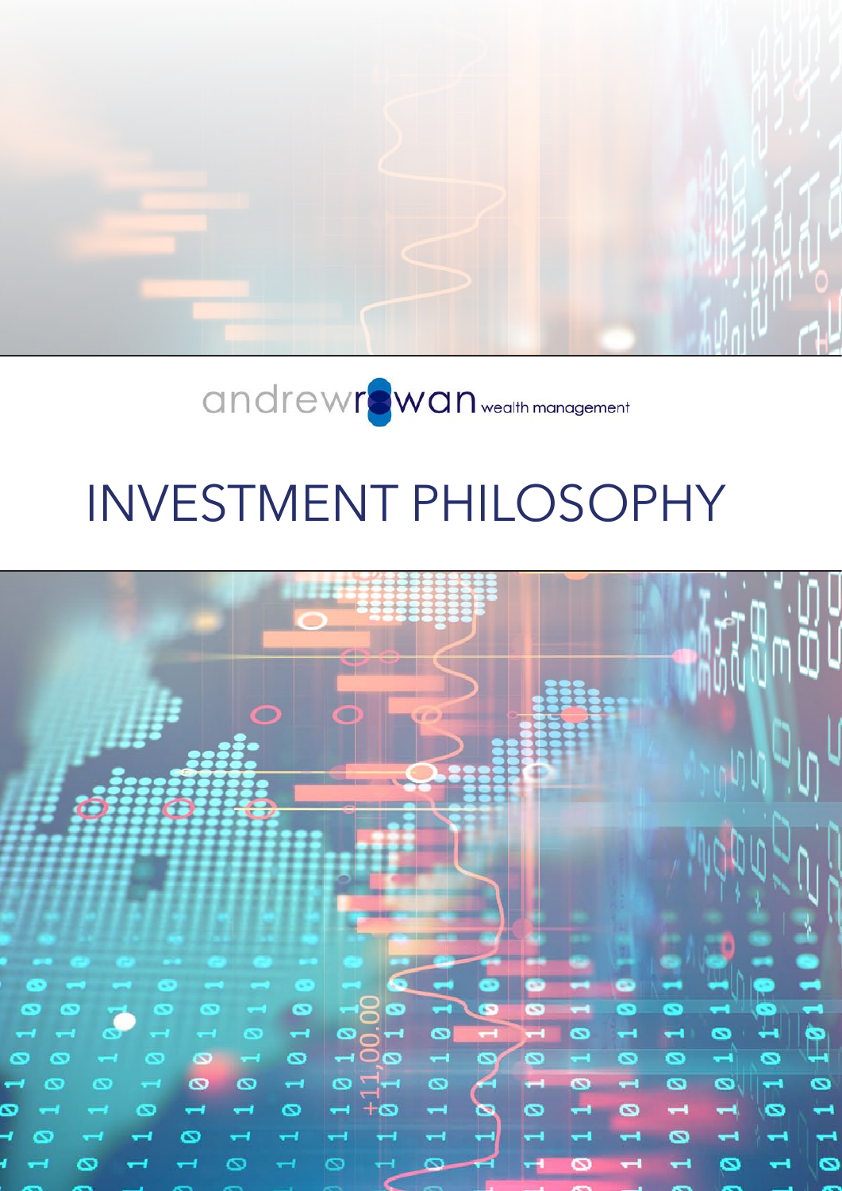andrewrowan wealth management

# INVESTMENT PHILOSOPHY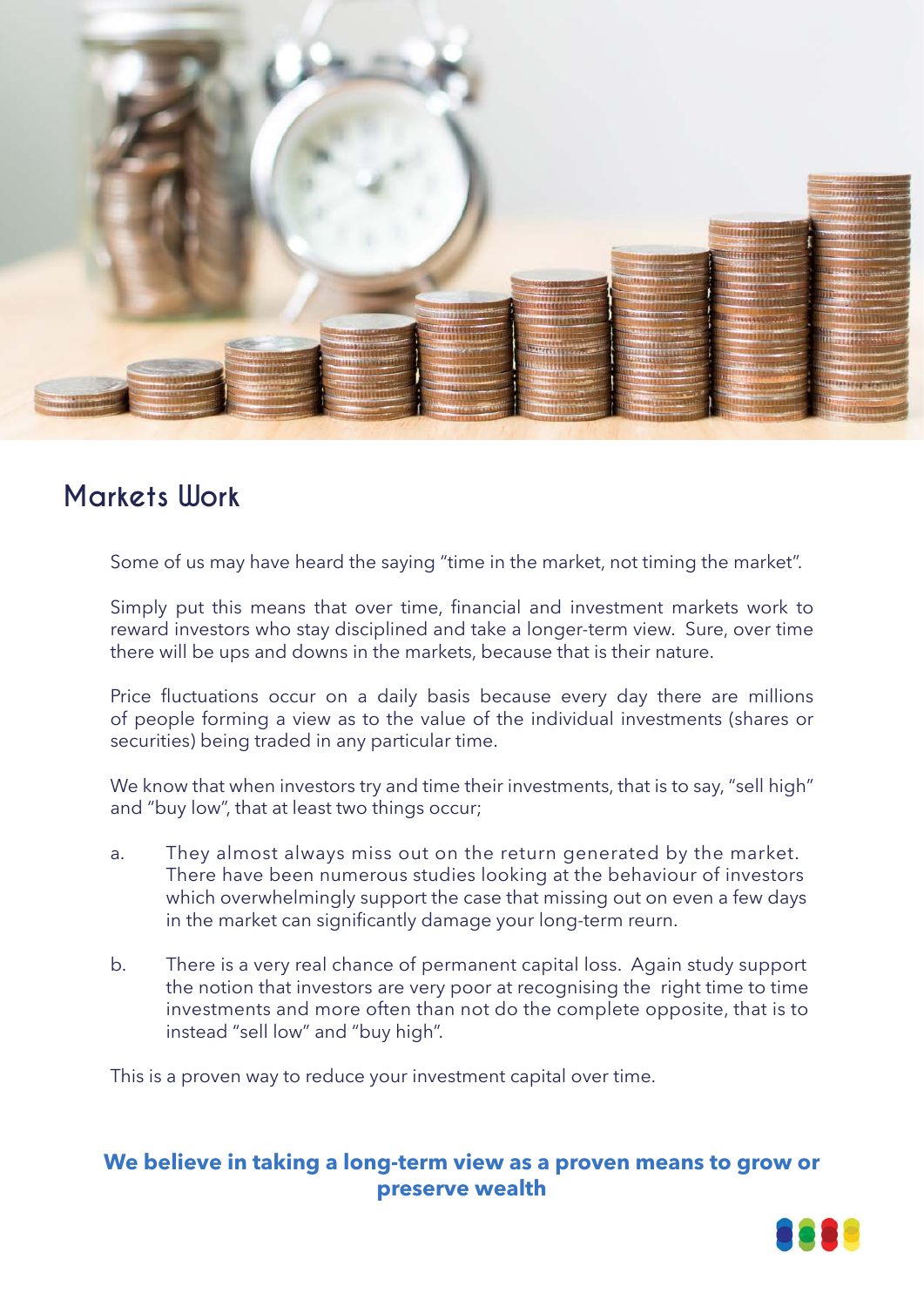## Markets Work

Some of us may have heard the saying "time in the market, not timing the market".

Simply put this means that over time, financial and investment markets work to reward investors who stay disciplined and take a longer-term view. Sure, over time there will be ups and downs in the markets, because that is their nature.

Price fluctuations occur on a daily basis because every day there are millions of people forming a view as to the value of the individual investments (shares or securities) being traded in any particular time.

We know that when investors try and time their investments, that is to say, "sell high" and "buy low", that at least two things occur;

a. They almost always miss out on the return generated by the market. There have been numerous studies looking at the behaviour of investors which overwhelmingly support the case that missing out on even a few days in the market can significantly damage your long-term reurn.

b. There is a very real chance of permanent capital loss. Again study support the notion that investors are very poor at recognising the right time to time investments and more often than not do the complete opposite, that is to instead "sell low" and "buy high".

This is a proven way to reduce your investment capital over time.

**We believe in taking a long-term view as a proven means to grow or preserve wealth**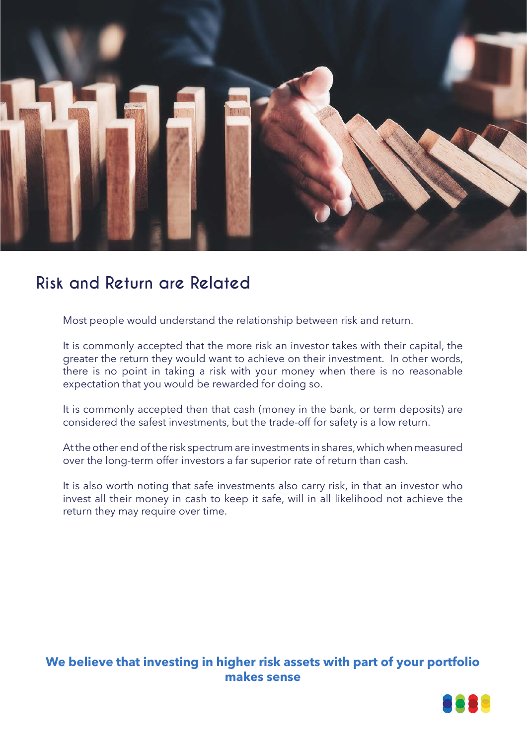## Risk and Return are Related

Most people would understand the relationship between risk and return.

It is commonly accepted that the more risk an investor takes with their capital, the greater the return they would want to achieve on their investment. In other words, there is no point in taking a risk with your money when there is no reasonable expectation that you would be rewarded for doing so.

It is commonly accepted then that cash (money in the bank, or term deposits) are considered the safest investments, but the trade-off for safety is a low return.

At the other end of the risk spectrum are investments in shares, which when measured over the long-term offer investors a far superior rate of return than cash.

It is also worth noting that safe investments also carry risk, in that an investor who invest all their money in cash to keep it safe, will in all likelihood not achieve the return they may require over time.

**We believe that investing in higher risk assets with part of your portfolio makes sense**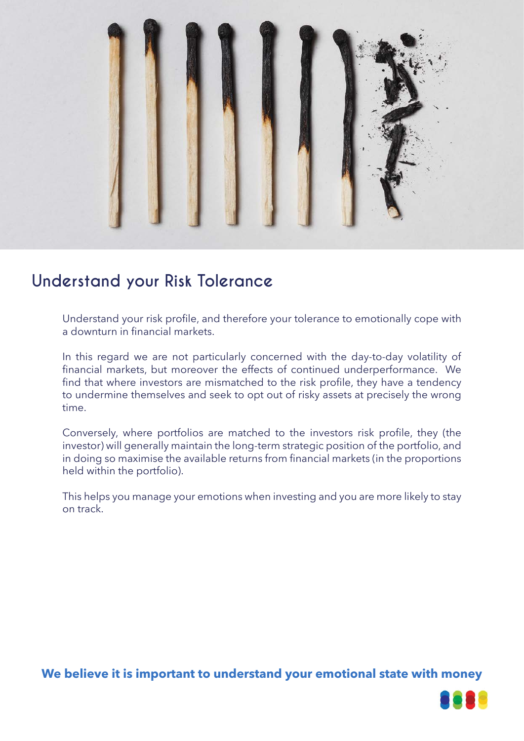## Understand your Risk Tolerance

Understand your risk profile, and therefore your tolerance to emotionally cope with a downturn in financial markets.

In this regard we are not particularly concerned with the day-to-day volatility of financial markets, but moreover the effects of continued underperformance. We find that where investors are mismatched to the risk profile, they have a tendency to undermine themselves and seek to opt out of risky assets at precisely the wrong time.

Conversely, where portfolios are matched to the investors risk profile, they (the investor) will generally maintain the long-term strategic position of the portfolio, and in doing so maximise the available returns from financial markets (in the proportions held within the portfolio).

This helps you manage your emotions when investing and you are more likely to stay on track.

**We believe it is important to understand your emotional state with money**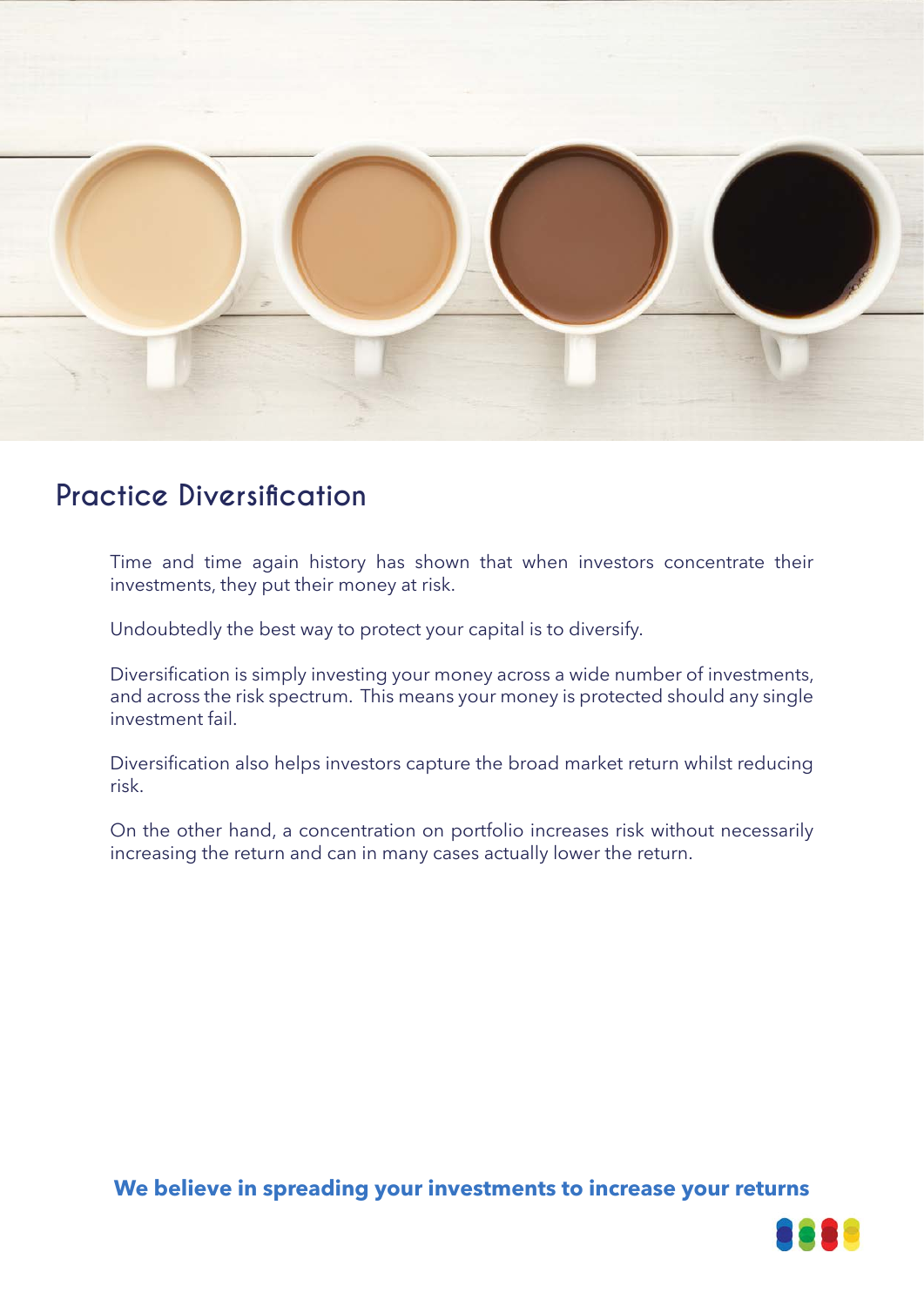## Practice Diversification

Time and time again history has shown that when investors concentrate their investments, they put their money at risk.

Undoubtedly the best way to protect your capital is to diversify.

Diversification is simply investing your money across a wide number of investments, and across the risk spectrum. This means your money is protected should any single investment fail.

Diversification also helps investors capture the broad market return whilst reducing risk.

On the other hand, a concentration on portfolio increases risk without necessarily increasing the return and can in many cases actually lower the return.

**We believe in spreading your investments to increase your returns**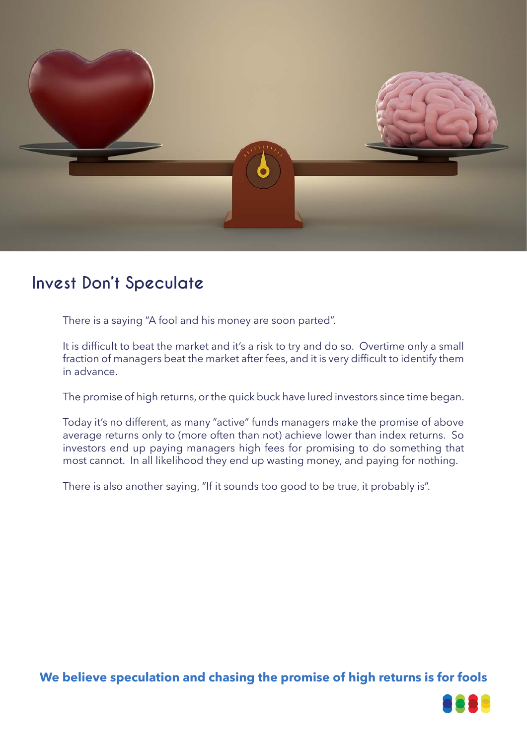## Invest Don't Speculate

There is a saying "A fool and his money are soon parted".

It is difficult to beat the market and it's a risk to try and do so. Overtime only a small fraction of managers beat the market after fees, and it is very difficult to identify them in advance.

The promise of high returns, or the quick buck have lured investors since time began.

Today it's no different, as many "active" funds managers make the promise of above average returns only to (more often than not) achieve lower than index returns. So investors end up paying managers high fees for promising to do something that most cannot. In all likelihood they end up wasting money, and paying for nothing.

There is also another saying, "If it sounds too good to be true, it probably is".

**We believe speculation and chasing the promise of high returns is for fools**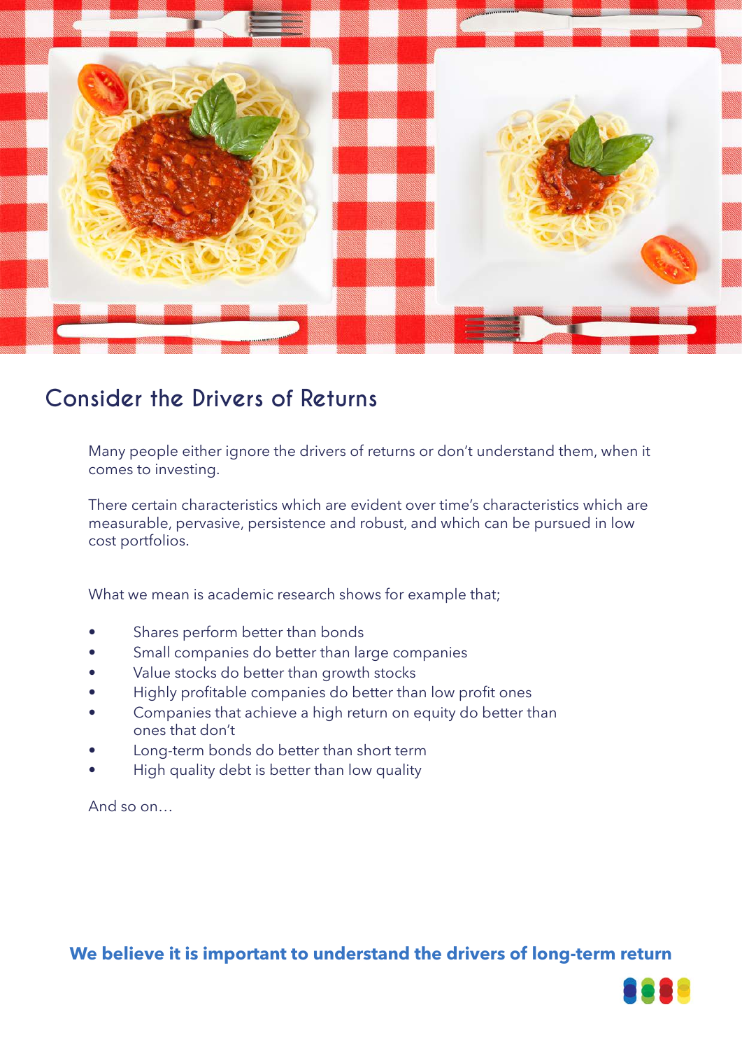## Consider the Drivers of Returns

Many people either ignore the drivers of returns or don't understand them, when it comes to investing.

There certain characteristics which are evident over time's characteristics which are measurable, pervasive, persistence and robust, and which can be pursued in low cost portfolios.

What we mean is academic research shows for example that;

- Shares perform better than bonds
- Small companies do better than large companies
- Value stocks do better than growth stocks
- Highly profitable companies do better than low profit ones
- Companies that achieve a high return on equity do better than ones that don't
- Long-term bonds do better than short term
- High quality debt is better than low quality

And so on…

**We believe it is important to understand the drivers of long-term return**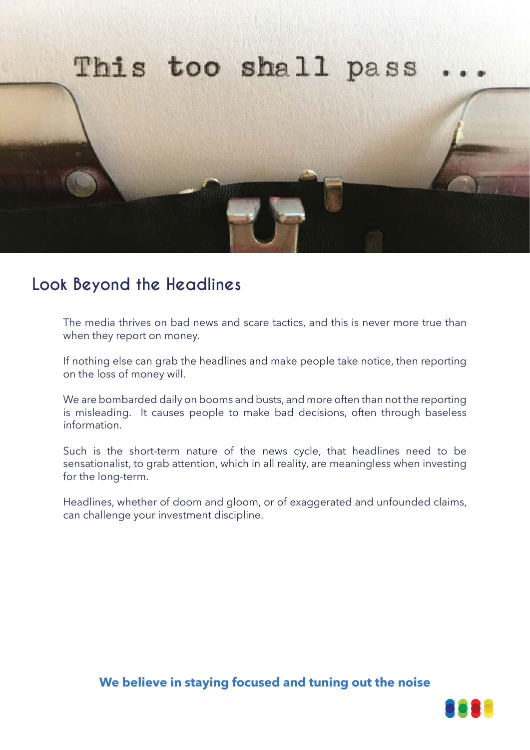## Look Beyond the Headlines

The media thrives on bad news and scare tactics, and this is never more true than when they report on money.

If nothing else can grab the headlines and make people take notice, then reporting on the loss of money will.

We are bombarded daily on booms and busts, and more often than not the reporting is misleading. It causes people to make bad decisions, often through baseless information.

Such is the short-term nature of the news cycle, that headlines need to be sensationalist, to grab attention, which in all reality, are meaningless when investing for the long-term.

Headlines, whether of doom and gloom, or of exaggerated and unfounded claims, can challenge your investment discipline.

**We believe in staying focused and tuning out the noise**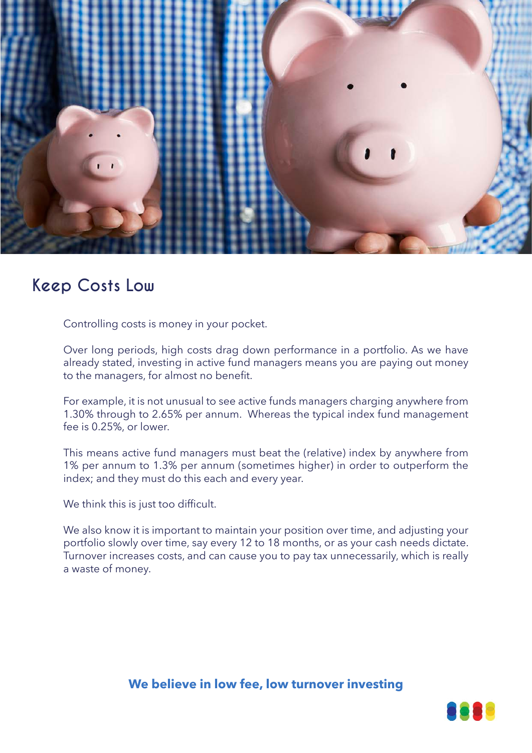## Keep Costs Low

Controlling costs is money in your pocket.

Over long periods, high costs drag down performance in a portfolio. As we have already stated, investing in active fund managers means you are paying out money to the managers, for almost no benefit.

For example, it is not unusual to see active funds managers charging anywhere from 1.30% through to 2.65% per annum. Whereas the typical index fund management fee is 0.25%, or lower.

This means active fund managers must beat the (relative) index by anywhere from 1% per annum to 1.3% per annum (sometimes higher) in order to outperform the index; and they must do this each and every year.

We think this is just too difficult.

We also know it is important to maintain your position over time, and adjusting your portfolio slowly over time, say every 12 to 18 months, or as your cash needs dictate. Turnover increases costs, and can cause you to pay tax unnecessarily, which is really a waste of money.

**We believe in low fee, low turnover investing**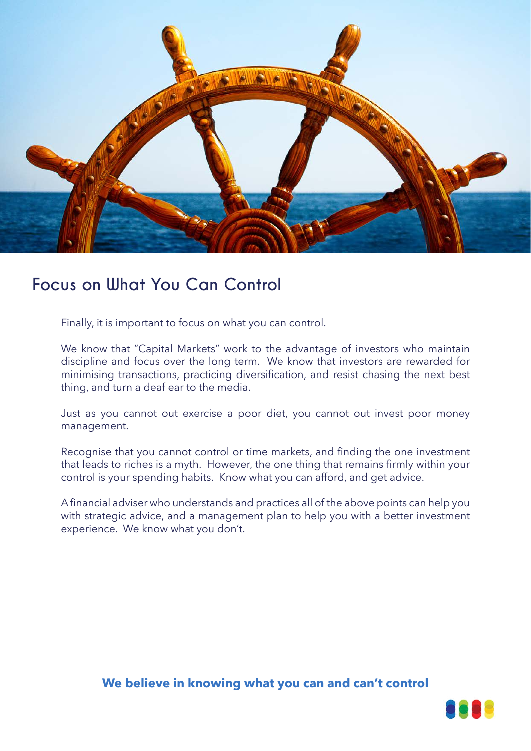## Focus on What You Can Control

Finally, it is important to focus on what you can control.

We know that "Capital Markets" work to the advantage of investors who maintain discipline and focus over the long term. We know that investors are rewarded for minimising transactions, practicing diversification, and resist chasing the next best thing, and turn a deaf ear to the media.

Just as you cannot out exercise a poor diet, you cannot out invest poor money management.

Recognise that you cannot control or time markets, and finding the one investment that leads to riches is a myth. However, the one thing that remains firmly within your control is your spending habits. Know what you can afford, and get advice.

A financial adviser who understands and practices all of the above points can help you with strategic advice, and a management plan to help you with a better investment experience. We know what you don't.

**We believe in knowing what you can and can't control**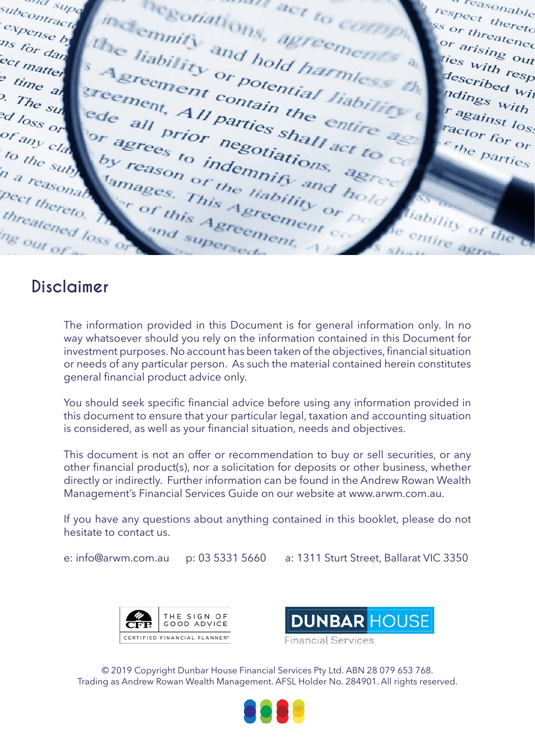## Disclaimer

The information provided in this Document is for general information only. In no way whatsoever should you rely on the information contained in this Document for investment purposes. No account has been taken of the objectives, financial situation or needs of any particular person. As such the material contained herein constitutes general financial product advice only.

You should seek specific financial advice before using any information provided in this document to ensure that your particular legal, taxation and accounting situation is considered, as well as your financial situation, needs and objectives.

This document is not an offer or recommendation to buy or sell securities, or any other financial product(s), nor a solicitation for deposits or other business, whether directly or indirectly. Further information can be found in the Andrew Rowan Wealth Management's Financial Services Guide on our website at www.arwm.com.au.

If you have any questions about anything contained in this booklet, please do not hesitate to contact us.

e: info@arwm.com.au p: 03 5331 5660 a: 1311 Sturt Street, Ballarat VIC 3350

CFP THE SIGN OF GOOD ADVICE CERTIFIED FINANCIAL PLANNER®

DUNBAR HOUSE Financial Services

© 2019 Copyright Dunbar House Financial Services Pty Ltd. ABN 28 079 653 768.
Trading as Andrew Rowan Wealth Management. AFSL Holder No. 284901. All rights reserved.